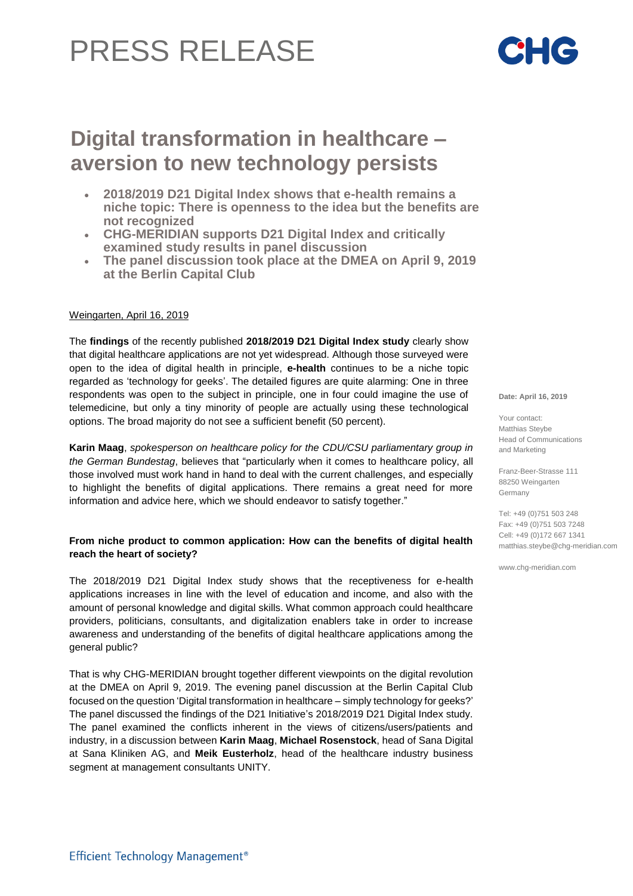# PRESS RELEASE

## Digital transformation in healthcare – aversion to new technology persists

- **2018/2019 D21 Digital Index shows that e-health remains a niche topic: There is openness to the idea but the benefits are not recognized**
- **CHG-MERIDIAN supports D21 Digital Index and critically examined study results in panel discussion**
- **The panel discussion took place at the DMEA on April 9, 2019 at the Berlin Capital Club**

Weingarten, April 16, 2019

The **findings** of the recently published **2018/2019 D21 Digital Index study** clearly show that digital healthcare applications are not yet widespread. Although those surveyed were open to the idea of digital health in principle, **e-health** continues to be a niche topic regarded as 'technology for geeks'. The detailed figures are quite alarming: One in three respondents was open to the subject in principle, one in four could imagine the use of telemedicine, but only a tiny minority of people are actually using these technological options. The broad majority do not see a sufficient benefit (50 percent).

**Karin Maag**, *spokesperson on healthcare policy for the CDU/CSU parliamentary group in the German Bundestag*, believes that "particularly when it comes to healthcare policy, all those involved must work hand in hand to deal with the current challenges, and especially to highlight the benefits of digital applications. There remains a great need for more information and advice here, which we should endeavor to satisfy together."

### From niche product to common application: How can the benefits of digital health reach the heart of society?

The 2018/2019 D21 Digital Index study shows that the receptiveness for e-health applications increases in line with the level of education and income, and also with the amount of personal knowledge and digital skills. What common approach could healthcare providers, politicians, consultants, and digitalization enablers take in order to increase awareness and understanding of the benefits of digital healthcare applications among the general public?

That is why CHG-MERIDIAN brought together different viewpoints on the digital revolution at the DMEA on April 9, 2019. The evening panel discussion at the Berlin Capital Club focused on the question 'Digital transformation in healthcare – simply technology for geeks?' The panel discussed the findings of the D21 Initiative's 2018/2019 D21 Digital Index study. The panel examined the conflicts inherent in the views of citizens/users/patients and industry, in a discussion between **Karin Maag**, **Michael Rosenstock**, head of Sana Digital at Sana Kliniken AG, and **Meik Eusterholz**, head of the healthcare industry business segment at management consultants UNITY.

**Date: April 16, 2019**

Your contact:
Matthias Steybe
Head of Communications and Marketing

Franz-Beer-Strasse 111
88250 Weingarten
Germany

Tel: +49 (0)751 503 248
Fax: +49 (0)751 503 7248
Cell: +49 (0)172 667 1341
matthias.steybe@chg-meridian.com

www.chg-meridian.com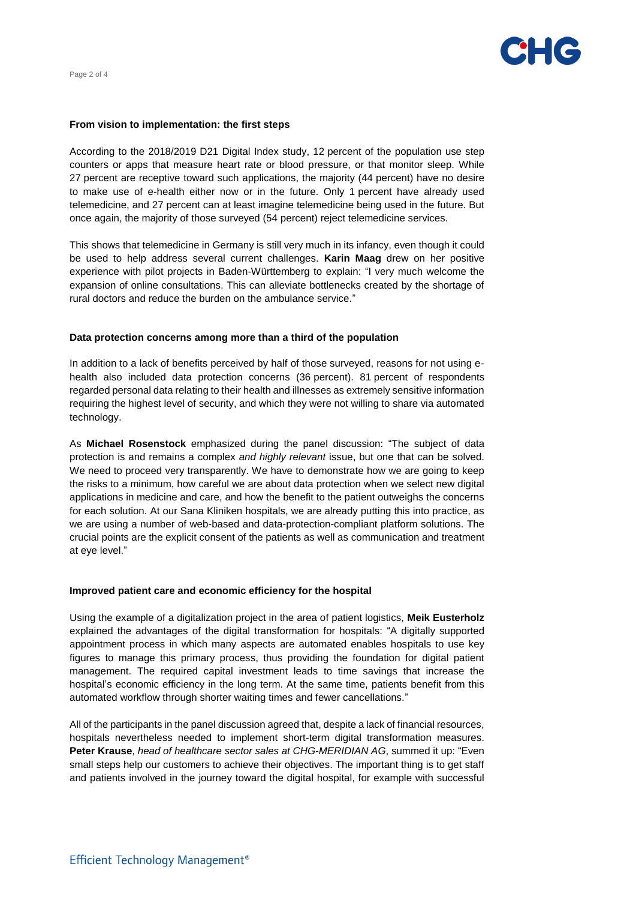**From vision to implementation: the first steps**

According to the 2018/2019 D21 Digital Index study, 12 percent of the population use step counters or apps that measure heart rate or blood pressure, or that monitor sleep. While 27 percent are receptive toward such applications, the majority (44 percent) have no desire to make use of e-health either now or in the future. Only 1 percent have already used telemedicine, and 27 percent can at least imagine telemedicine being used in the future. But once again, the majority of those surveyed (54 percent) reject telemedicine services.

This shows that telemedicine in Germany is still very much in its infancy, even though it could be used to help address several current challenges. **Karin Maag** drew on her positive experience with pilot projects in Baden-Württemberg to explain: "I very much welcome the expansion of online consultations. This can alleviate bottlenecks created by the shortage of rural doctors and reduce the burden on the ambulance service."

**Data protection concerns among more than a third of the population**

In addition to a lack of benefits perceived by half of those surveyed, reasons for not using e-health also included data protection concerns (36 percent). 81 percent of respondents regarded personal data relating to their health and illnesses as extremely sensitive information requiring the highest level of security, and which they were not willing to share via automated technology.

As **Michael Rosenstock** emphasized during the panel discussion: "The subject of data protection is and remains a complex *and highly relevant* issue, but one that can be solved. We need to proceed very transparently. We have to demonstrate how we are going to keep the risks to a minimum, how careful we are about data protection when we select new digital applications in medicine and care, and how the benefit to the patient outweighs the concerns for each solution. At our Sana Kliniken hospitals, we are already putting this into practice, as we are using a number of web-based and data-protection-compliant platform solutions. The crucial points are the explicit consent of the patients as well as communication and treatment at eye level."

**Improved patient care and economic efficiency for the hospital**

Using the example of a digitalization project in the area of patient logistics, **Meik Eusterholz** explained the advantages of the digital transformation for hospitals: "A digitally supported appointment process in which many aspects are automated enables hospitals to use key figures to manage this primary process, thus providing the foundation for digital patient management. The required capital investment leads to time savings that increase the hospital's economic efficiency in the long term. At the same time, patients benefit from this automated workflow through shorter waiting times and fewer cancellations."

All of the participants in the panel discussion agreed that, despite a lack of financial resources, hospitals nevertheless needed to implement short-term digital transformation measures. **Peter Krause**, *head of healthcare sector sales at CHG-MERIDIAN AG*, summed it up: "Even small steps help our customers to achieve their objectives. The important thing is to get staff and patients involved in the journey toward the digital hospital, for example with successful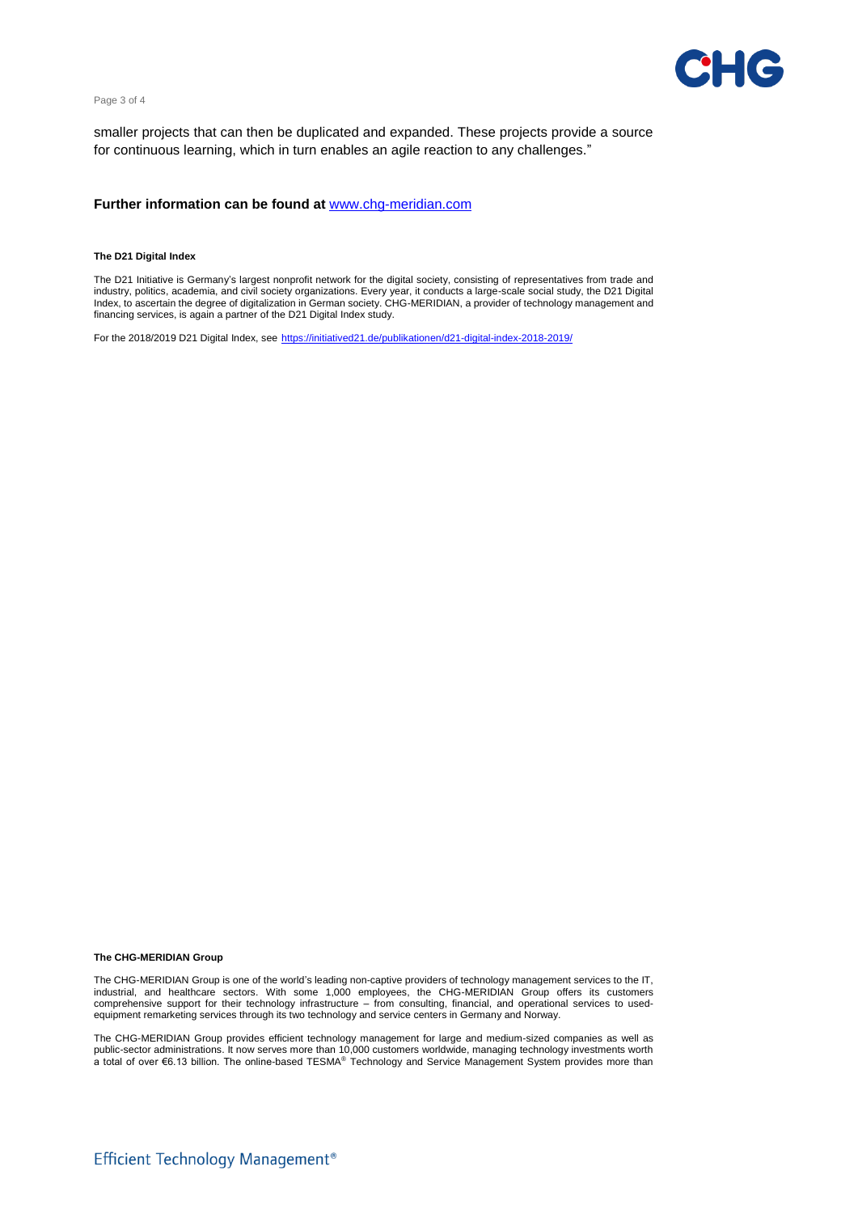smaller projects that can then be duplicated and expanded. These projects provide a source for continuous learning, which in turn enables an agile reaction to any challenges."

**Further information can be found at** [www.chg-meridian.com](www.chg-meridian.com)

**The D21 Digital Index**

The D21 Initiative is Germany's largest nonprofit network for the digital society, consisting of representatives from trade and industry, politics, academia, and civil society organizations. Every year, it conducts a large-scale social study, the D21 Digital Index, to ascertain the degree of digitalization in German society. CHG-MERIDIAN, a provider of technology management and financing services, is again a partner of the D21 Digital Index study.

For the 2018/2019 D21 Digital Index, see [https://initiatived21.de/publikationen/d21-digital-index-2018-2019/](https://initiatived21.de/publikationen/d21-digital-index-2018-2019/)

**The CHG-MERIDIAN Group**

The CHG-MERIDIAN Group is one of the world's leading non-captive providers of technology management services to the IT, industrial, and healthcare sectors. With some 1,000 employees, the CHG-MERIDIAN Group offers its customers comprehensive support for their technology infrastructure – from consulting, financial, and operational services to used-equipment remarketing services through its two technology and service centers in Germany and Norway.

The CHG-MERIDIAN Group provides efficient technology management for large and medium-sized companies as well as public-sector administrations. It now serves more than 10,000 customers worldwide, managing technology investments worth a total of over €6.13 billion. The online-based TESMA® Technology and Service Management System provides more than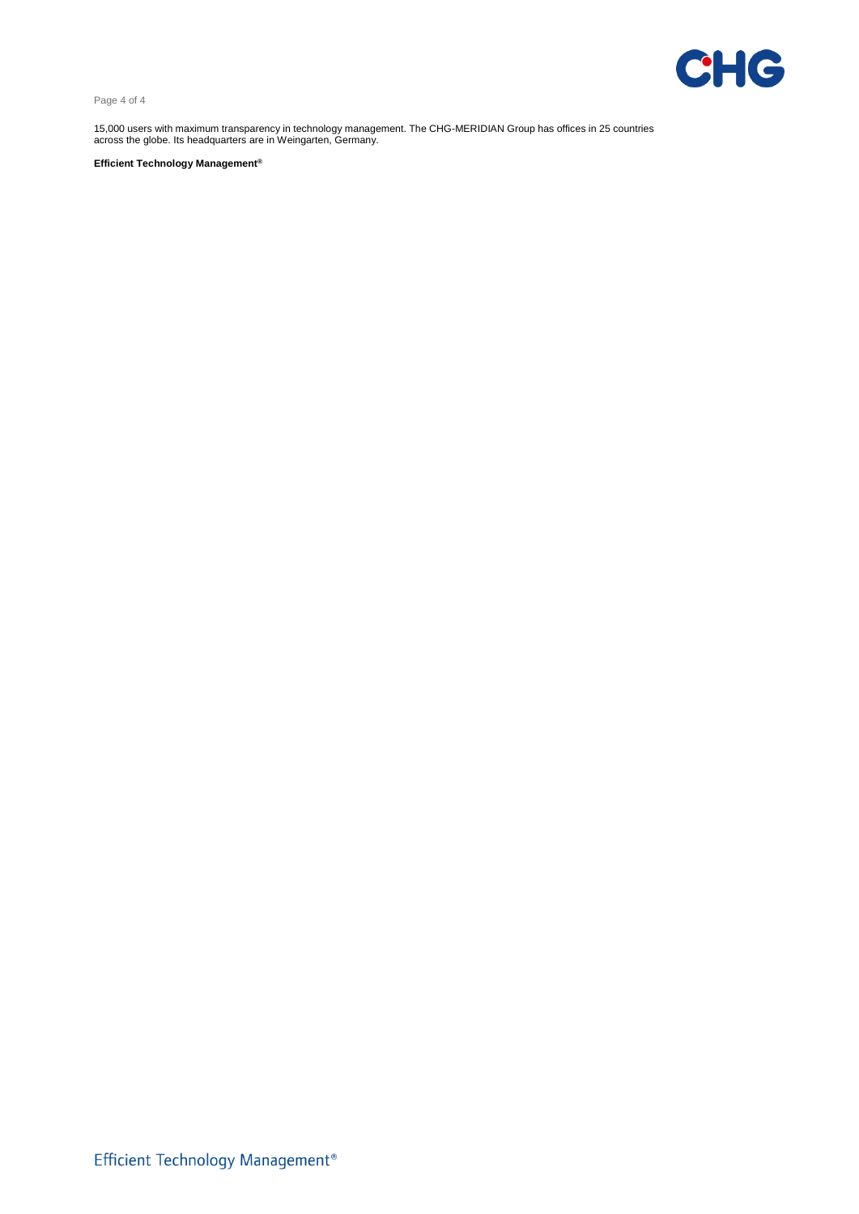15,000 users with maximum transparency in technology management. The CHG-MERIDIAN Group has offices in 25 countries across the globe. Its headquarters are in Weingarten, Germany.

**Efficient Technology Management®**